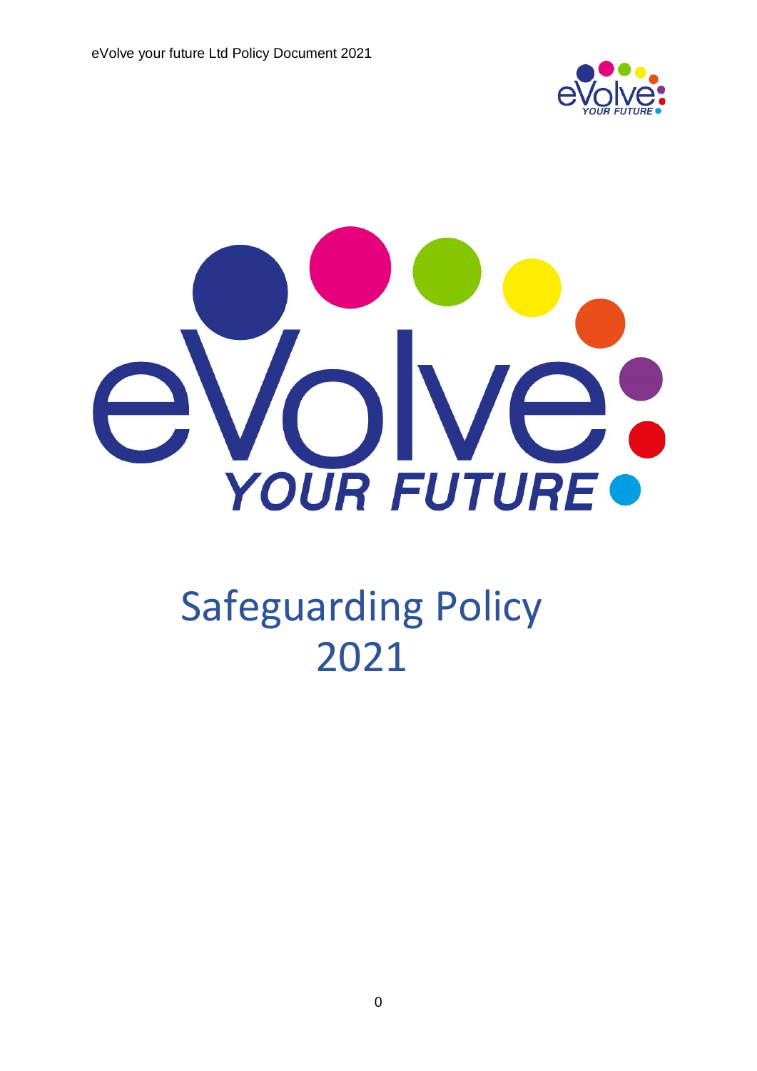# Safeguarding Policy 2021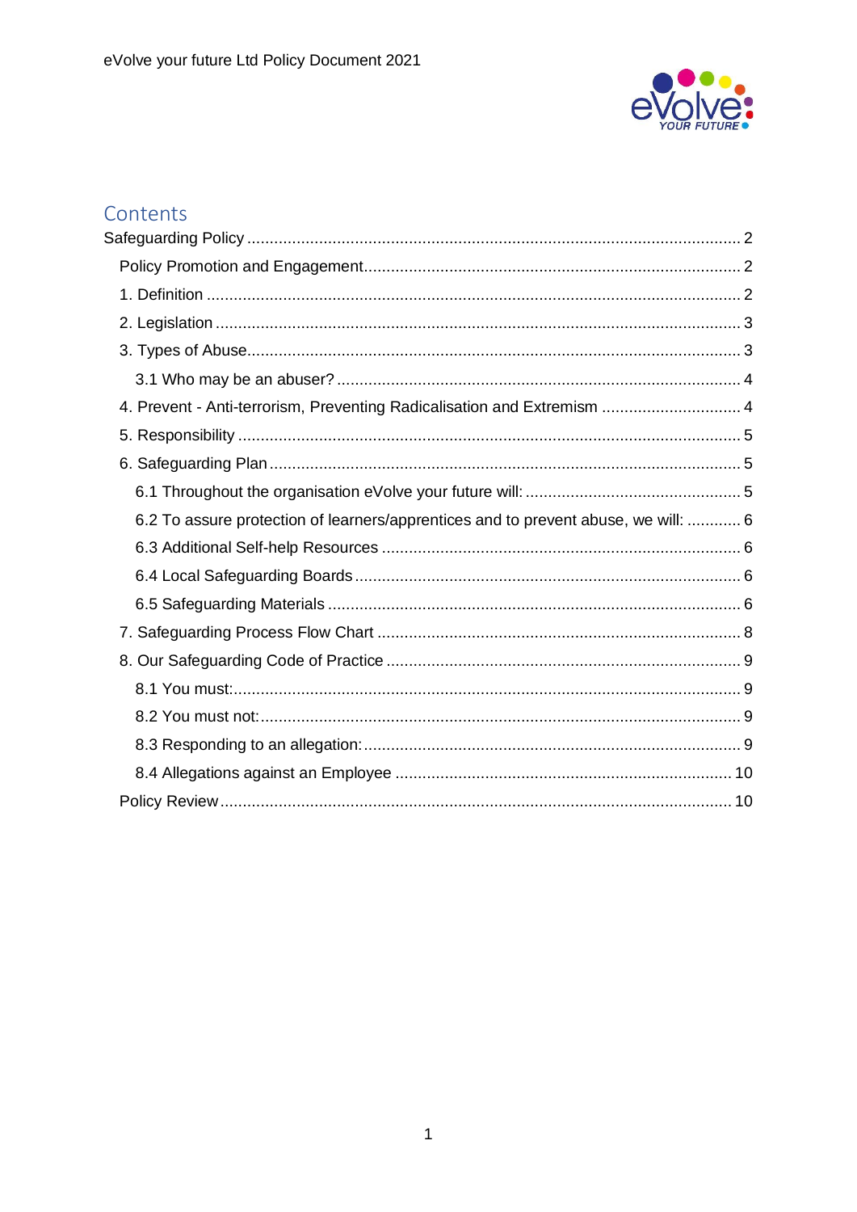## Contents

- Safeguarding Policy ..... 2
  - Policy Promotion and Engagement ..... 2
  - 1. Definition ..... 2
  - 2. Legislation ..... 3
  - 3. Types of Abuse ..... 3
    - 3.1 Who may be an abuser? ..... 4
  - 4. Prevent - Anti-terrorism, Preventing Radicalisation and Extremism ..... 4
  - 5. Responsibility ..... 5
  - 6. Safeguarding Plan ..... 5
    - 6.1 Throughout the organisation eVolve your future will: ..... 5
    - 6.2 To assure protection of learners/apprentices and to prevent abuse, we will: ..... 6
    - 6.3 Additional Self-help Resources ..... 6
    - 6.4 Local Safeguarding Boards ..... 6
    - 6.5 Safeguarding Materials ..... 6
  - 7. Safeguarding Process Flow Chart ..... 8
  - 8. Our Safeguarding Code of Practice ..... 9
    - 8.1 You must: ..... 9
    - 8.2 You must not: ..... 9
    - 8.3 Responding to an allegation: ..... 9
    - 8.4 Allegations against an Employee ..... 10
  - Policy Review ..... 10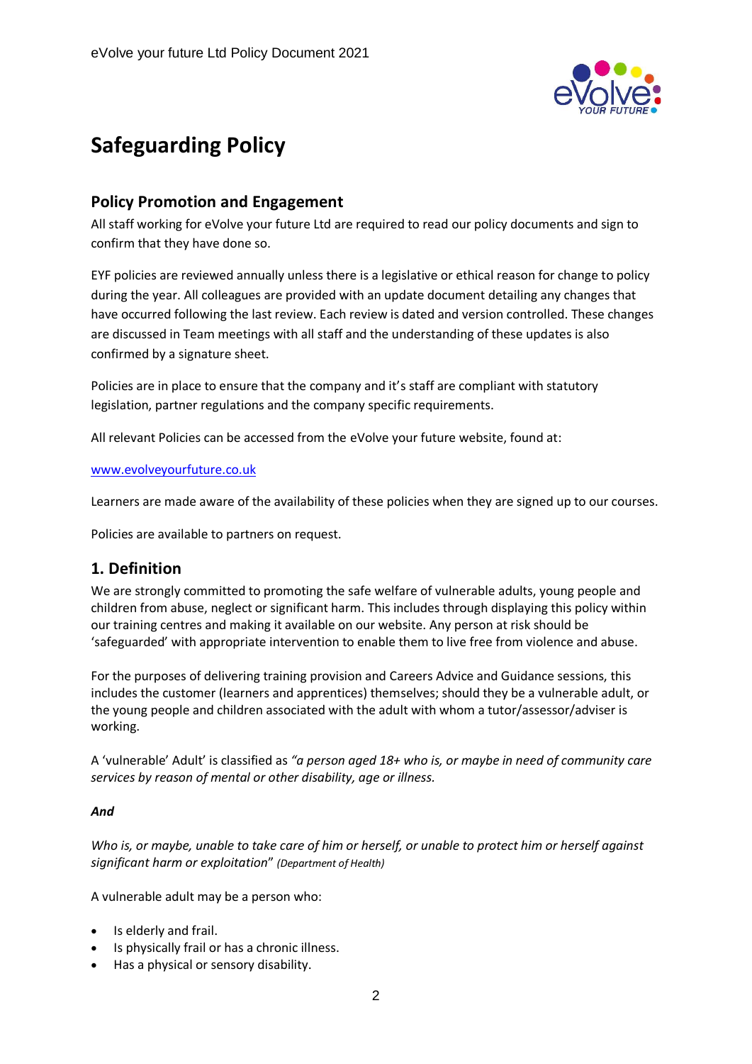# Safeguarding Policy

## Policy Promotion and Engagement

All staff working for eVolve your future Ltd are required to read our policy documents and sign to confirm that they have done so.

EYF policies are reviewed annually unless there is a legislative or ethical reason for change to policy during the year. All colleagues are provided with an update document detailing any changes that have occurred following the last review. Each review is dated and version controlled. These changes are discussed in Team meetings with all staff and the understanding of these updates is also confirmed by a signature sheet.

Policies are in place to ensure that the company and it's staff are compliant with statutory legislation, partner regulations and the company specific requirements.

All relevant Policies can be accessed from the eVolve your future website, found at:

[www.evolveyourfuture.co.uk](www.evolveyourfuture.co.uk)

Learners are made aware of the availability of these policies when they are signed up to our courses.

Policies are available to partners on request.

## 1. Definition

We are strongly committed to promoting the safe welfare of vulnerable adults, young people and children from abuse, neglect or significant harm. This includes through displaying this policy within our training centres and making it available on our website. Any person at risk should be 'safeguarded' with appropriate intervention to enable them to live free from violence and abuse.

For the purposes of delivering training provision and Careers Advice and Guidance sessions, this includes the customer (learners and apprentices) themselves; should they be a vulnerable adult, or the young people and children associated with the adult with whom a tutor/assessor/adviser is working.

A 'vulnerable' Adult' is classified as *"a person aged 18+ who is, or maybe in need of community care services by reason of mental or other disability, age or illness.*

***And***

*Who is, or maybe, unable to take care of him or herself, or unable to protect him or herself against significant harm or exploitation*" *(Department of Health)*

A vulnerable adult may be a person who:

- Is elderly and frail.
- Is physically frail or has a chronic illness.
- Has a physical or sensory disability.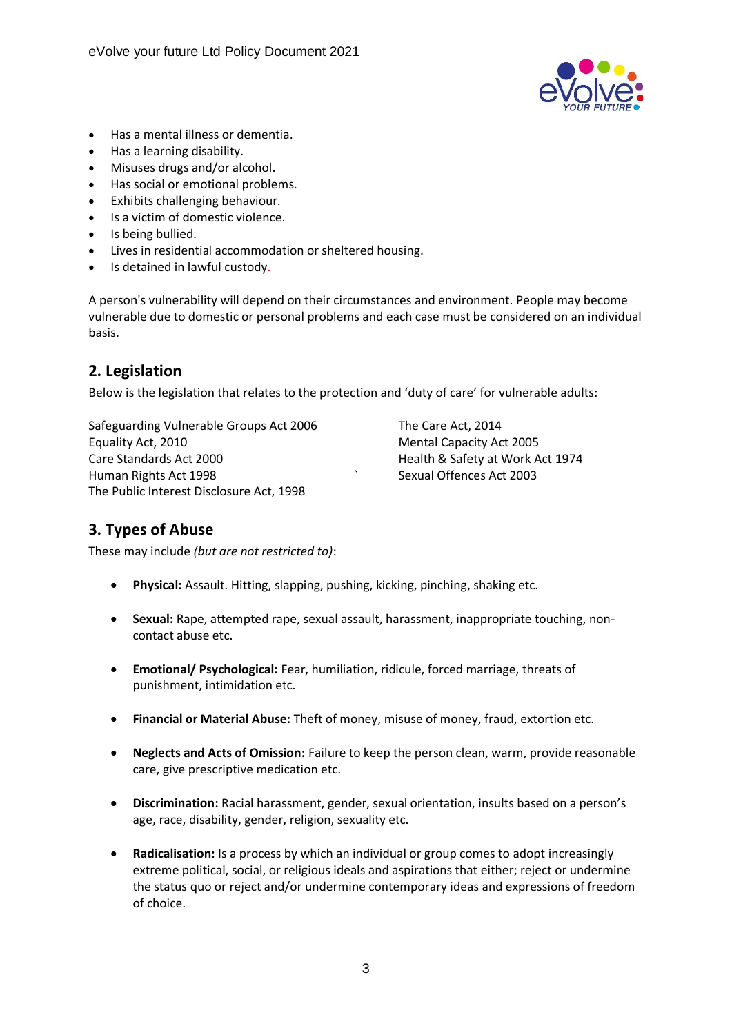- Has a mental illness or dementia.
- Has a learning disability.
- Misuses drugs and/or alcohol.
- Has social or emotional problems.
- Exhibits challenging behaviour.
- Is a victim of domestic violence.
- Is being bullied.
- Lives in residential accommodation or sheltered housing.
- Is detained in lawful custody.

A person's vulnerability will depend on their circumstances and environment. People may become vulnerable due to domestic or personal problems and each case must be considered on an individual basis.

## 2. Legislation

Below is the legislation that relates to the protection and 'duty of care' for vulnerable adults:

Safeguarding Vulnerable Groups Act 2006
Equality Act, 2010
Care Standards Act 2000
Human Rights Act 1998
The Public Interest Disclosure Act, 1998
The Care Act, 2014
Mental Capacity Act 2005
Health & Safety at Work Act 1974
Sexual Offences Act 2003

## 3. Types of Abuse

These may include *(but are not restricted to)*:

- **Physical:** Assault. Hitting, slapping, pushing, kicking, pinching, shaking etc.
- **Sexual:** Rape, attempted rape, sexual assault, harassment, inappropriate touching, non-contact abuse etc.
- **Emotional/ Psychological:** Fear, humiliation, ridicule, forced marriage, threats of punishment, intimidation etc.
- **Financial or Material Abuse:** Theft of money, misuse of money, fraud, extortion etc.
- **Neglects and Acts of Omission:** Failure to keep the person clean, warm, provide reasonable care, give prescriptive medication etc.
- **Discrimination:** Racial harassment, gender, sexual orientation, insults based on a person's age, race, disability, gender, religion, sexuality etc.
- **Radicalisation:** Is a process by which an individual or group comes to adopt increasingly extreme political, social, or religious ideals and aspirations that either; reject or undermine the status quo or reject and/or undermine contemporary ideas and expressions of freedom of choice.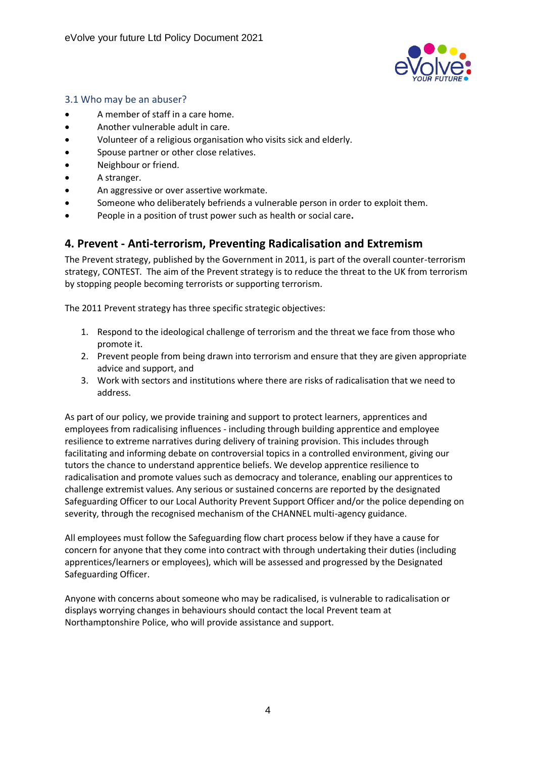### 3.1 Who may be an abuser?

- A member of staff in a care home.
- Another vulnerable adult in care.
- Volunteer of a religious organisation who visits sick and elderly.
- Spouse partner or other close relatives.
- Neighbour or friend.
- A stranger.
- An aggressive or over assertive workmate.
- Someone who deliberately befriends a vulnerable person in order to exploit them.
- People in a position of trust power such as health or social care**.**

## 4. Prevent - Anti-terrorism, Preventing Radicalisation and Extremism

The Prevent strategy, published by the Government in 2011, is part of the overall counter-terrorism strategy, CONTEST. The aim of the Prevent strategy is to reduce the threat to the UK from terrorism by stopping people becoming terrorists or supporting terrorism.

The 2011 Prevent strategy has three specific strategic objectives:

1. Respond to the ideological challenge of terrorism and the threat we face from those who promote it.
2. Prevent people from being drawn into terrorism and ensure that they are given appropriate advice and support, and
3. Work with sectors and institutions where there are risks of radicalisation that we need to address.

As part of our policy, we provide training and support to protect learners, apprentices and employees from radicalising influences - including through building apprentice and employee resilience to extreme narratives during delivery of training provision. This includes through facilitating and informing debate on controversial topics in a controlled environment, giving our tutors the chance to understand apprentice beliefs. We develop apprentice resilience to radicalisation and promote values such as democracy and tolerance, enabling our apprentices to challenge extremist values. Any serious or sustained concerns are reported by the designated Safeguarding Officer to our Local Authority Prevent Support Officer and/or the police depending on severity, through the recognised mechanism of the CHANNEL multi-agency guidance.

All employees must follow the Safeguarding flow chart process below if they have a cause for concern for anyone that they come into contract with through undertaking their duties (including apprentices/learners or employees), which will be assessed and progressed by the Designated Safeguarding Officer.

Anyone with concerns about someone who may be radicalised, is vulnerable to radicalisation or displays worrying changes in behaviours should contact the local Prevent team at Northamptonshire Police, who will provide assistance and support.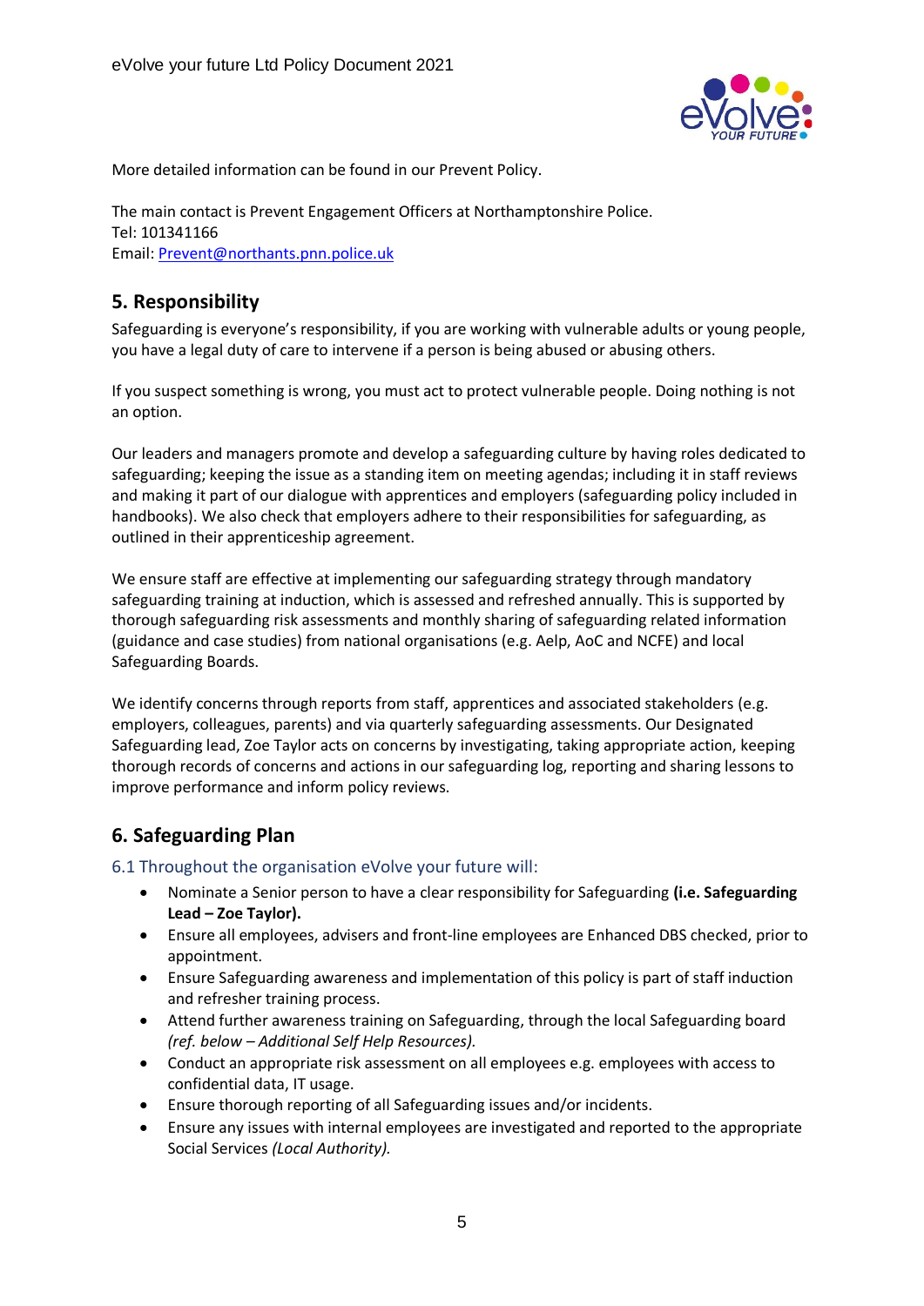More detailed information can be found in our Prevent Policy.

The main contact is Prevent Engagement Officers at Northamptonshire Police.
Tel: 101341166
Email: Prevent@northants.pnn.police.uk

## 5. Responsibility

Safeguarding is everyone's responsibility, if you are working with vulnerable adults or young people, you have a legal duty of care to intervene if a person is being abused or abusing others.

If you suspect something is wrong, you must act to protect vulnerable people. Doing nothing is not an option.

Our leaders and managers promote and develop a safeguarding culture by having roles dedicated to safeguarding; keeping the issue as a standing item on meeting agendas; including it in staff reviews and making it part of our dialogue with apprentices and employers (safeguarding policy included in handbooks). We also check that employers adhere to their responsibilities for safeguarding, as outlined in their apprenticeship agreement.

We ensure staff are effective at implementing our safeguarding strategy through mandatory safeguarding training at induction, which is assessed and refreshed annually. This is supported by thorough safeguarding risk assessments and monthly sharing of safeguarding related information (guidance and case studies) from national organisations (e.g. Aelp, AoC and NCFE) and local Safeguarding Boards.

We identify concerns through reports from staff, apprentices and associated stakeholders (e.g. employers, colleagues, parents) and via quarterly safeguarding assessments. Our Designated Safeguarding lead, Zoe Taylor acts on concerns by investigating, taking appropriate action, keeping thorough records of concerns and actions in our safeguarding log, reporting and sharing lessons to improve performance and inform policy reviews.

## 6. Safeguarding Plan

### 6.1 Throughout the organisation eVolve your future will:

- Nominate a Senior person to have a clear responsibility for Safeguarding **(i.e. Safeguarding Lead – Zoe Taylor).**
- Ensure all employees, advisers and front-line employees are Enhanced DBS checked, prior to appointment.
- Ensure Safeguarding awareness and implementation of this policy is part of staff induction and refresher training process.
- Attend further awareness training on Safeguarding, through the local Safeguarding board *(ref. below – Additional Self Help Resources).*
- Conduct an appropriate risk assessment on all employees e.g. employees with access to confidential data, IT usage.
- Ensure thorough reporting of all Safeguarding issues and/or incidents.
- Ensure any issues with internal employees are investigated and reported to the appropriate Social Services *(Local Authority).*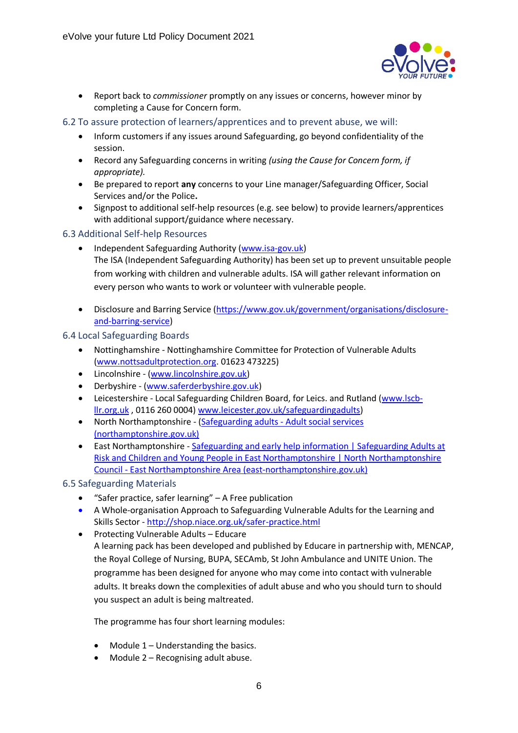- Report back to *commissioner* promptly on any issues or concerns, however minor by completing a Cause for Concern form.

### 6.2 To assure protection of learners/apprentices and to prevent abuse, we will:

- Inform customers if any issues around Safeguarding, go beyond confidentiality of the session.
- Record any Safeguarding concerns in writing *(using the Cause for Concern form, if appropriate).*
- Be prepared to report **any** concerns to your Line manager/Safeguarding Officer, Social Services and/or the Police**.**
- Signpost to additional self-help resources (e.g. see below) to provide learners/apprentices with additional support/guidance where necessary.

### 6.3 Additional Self-help Resources

- Independent Safeguarding Authority (www.isa-gov.uk)
  The ISA (Independent Safeguarding Authority) has been set up to prevent unsuitable people from working with children and vulnerable adults. ISA will gather relevant information on every person who wants to work or volunteer with vulnerable people.

- Disclosure and Barring Service (https://www.gov.uk/government/organisations/disclosure-and-barring-service)

### 6.4 Local Safeguarding Boards

- Nottinghamshire - Nottinghamshire Committee for Protection of Vulnerable Adults (www.nottsadultprotection.org. 01623 473225)
- Lincolnshire - (www.lincolnshire.gov.uk)
- Derbyshire - (www.saferderbyshire.gov.uk)
- Leicestershire - Local Safeguarding Children Board, for Leics. and Rutland (www.lscb-llr.org.uk , 0116 260 0004) www.leicester.gov.uk/safeguardingadults)
- North Northamptonshire - (Safeguarding adults - Adult social services (northamptonshire.gov.uk)
- East Northamptonshire - Safeguarding and early help information | Safeguarding Adults at Risk and Children and Young People in East Northamptonshire | North Northamptonshire Council - East Northamptonshire Area (east-northamptonshire.gov.uk)

### 6.5 Safeguarding Materials

- "Safer practice, safer learning" – A Free publication
- A Whole-organisation Approach to Safeguarding Vulnerable Adults for the Learning and Skills Sector - http://shop.niace.org.uk/safer-practice.html
- Protecting Vulnerable Adults – Educare
  A learning pack has been developed and published by Educare in partnership with, MENCAP, the Royal College of Nursing, BUPA, SECAmb, St John Ambulance and UNITE Union. The programme has been designed for anyone who may come into contact with vulnerable adults. It breaks down the complexities of adult abuse and who you should turn to should you suspect an adult is being maltreated.

  The programme has four short learning modules:

  - Module 1 – Understanding the basics.
  - Module 2 – Recognising adult abuse.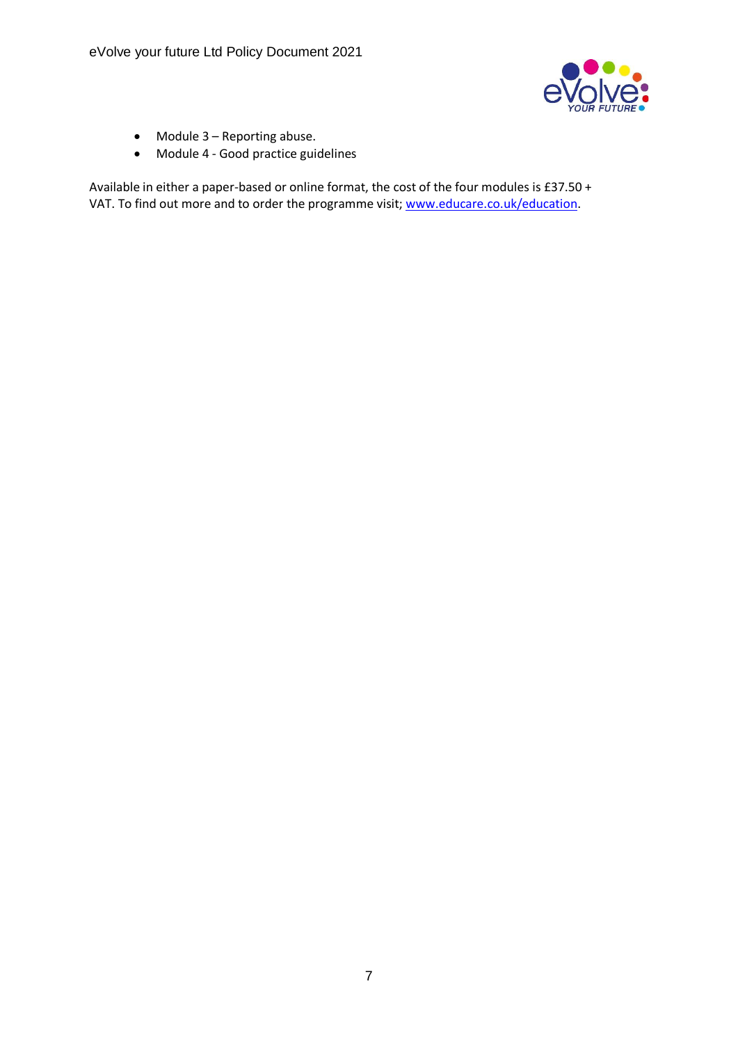- Module 3 – Reporting abuse.
- Module 4 - Good practice guidelines

Available in either a paper-based or online format, the cost of the four modules is £37.50 + VAT. To find out more and to order the programme visit; [www.educare.co.uk/education](http://www.educare.co.uk/education).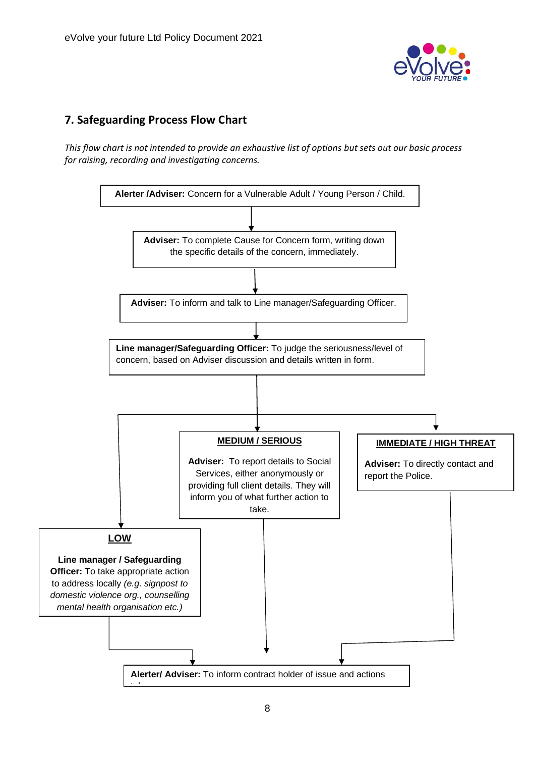## 7. Safeguarding Process Flow Chart

*This flow chart is not intended to provide an exhaustive list of options but sets out our basic process for raising, recording and investigating concerns.*

**Alerter /Adviser:** Concern for a Vulnerable Adult / Young Person / Child.

↓

**Adviser:** To complete Cause for Concern form, writing down the specific details of the concern, immediately.

↓

**Adviser:** To inform and talk to Line manager/Safeguarding Officer.

↓

**Line manager/Safeguarding Officer:** To judge the seriousness/level of concern, based on Adviser discussion and details written in form.

↓

**LOW**

**Line manager / Safeguarding Officer:** To take appropriate action to address locally *(e.g. signpost to domestic violence org., counselling mental health organisation etc.)*

**MEDIUM / SERIOUS**

**Adviser:** To report details to Social Services, either anonymously or providing full client details. They will inform you of what further action to take.

**IMMEDIATE / HIGH THREAT**

**Adviser:** To directly contact and report the Police.

↓

**Alerter/ Adviser:** To inform contract holder of issue and actions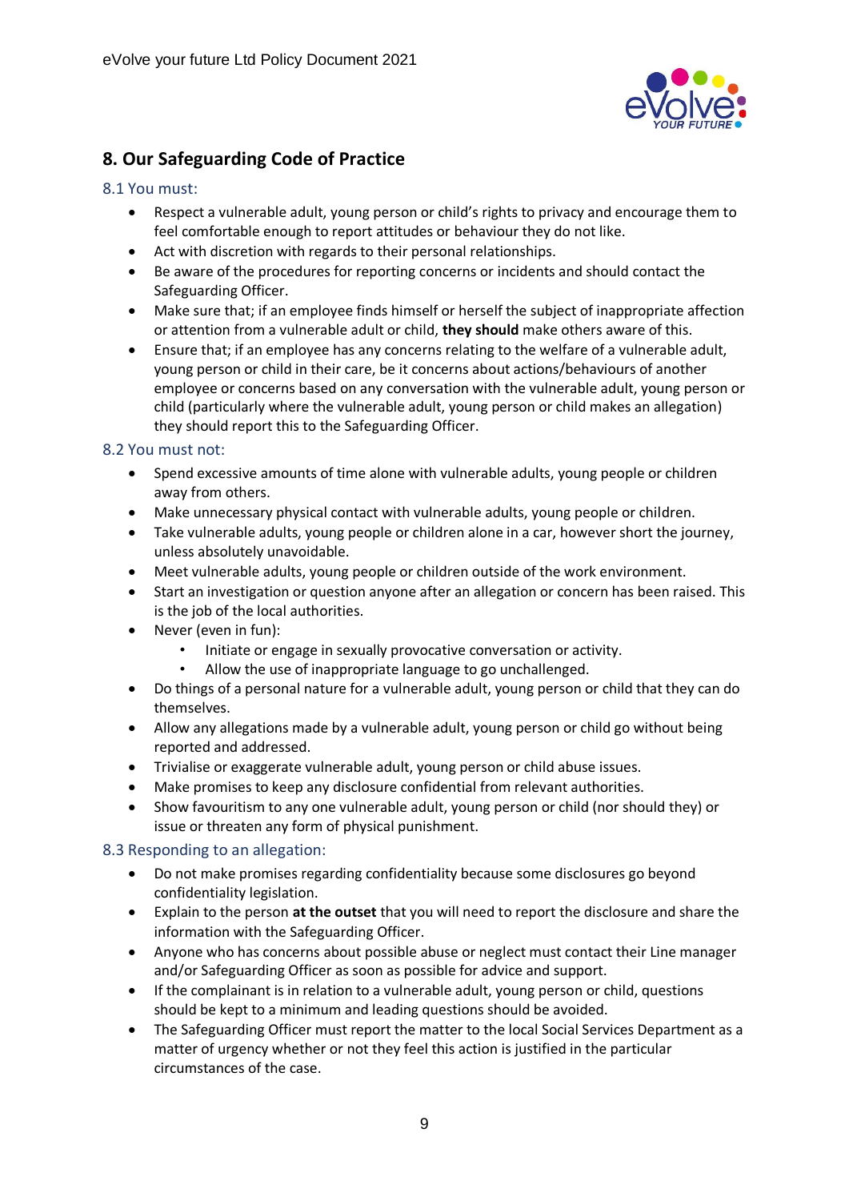## 8. Our Safeguarding Code of Practice

### 8.1 You must:

- Respect a vulnerable adult, young person or child's rights to privacy and encourage them to feel comfortable enough to report attitudes or behaviour they do not like.
- Act with discretion with regards to their personal relationships.
- Be aware of the procedures for reporting concerns or incidents and should contact the Safeguarding Officer.
- Make sure that; if an employee finds himself or herself the subject of inappropriate affection or attention from a vulnerable adult or child, **they should** make others aware of this.
- Ensure that; if an employee has any concerns relating to the welfare of a vulnerable adult, young person or child in their care, be it concerns about actions/behaviours of another employee or concerns based on any conversation with the vulnerable adult, young person or child (particularly where the vulnerable adult, young person or child makes an allegation) they should report this to the Safeguarding Officer.

### 8.2 You must not:

- Spend excessive amounts of time alone with vulnerable adults, young people or children away from others.
- Make unnecessary physical contact with vulnerable adults, young people or children.
- Take vulnerable adults, young people or children alone in a car, however short the journey, unless absolutely unavoidable.
- Meet vulnerable adults, young people or children outside of the work environment.
- Start an investigation or question anyone after an allegation or concern has been raised. This is the job of the local authorities.
- Never (even in fun):
  - Initiate or engage in sexually provocative conversation or activity.
  - Allow the use of inappropriate language to go unchallenged.
- Do things of a personal nature for a vulnerable adult, young person or child that they can do themselves.
- Allow any allegations made by a vulnerable adult, young person or child go without being reported and addressed.
- Trivialise or exaggerate vulnerable adult, young person or child abuse issues.
- Make promises to keep any disclosure confidential from relevant authorities.
- Show favouritism to any one vulnerable adult, young person or child (nor should they) or issue or threaten any form of physical punishment.

### 8.3 Responding to an allegation:

- Do not make promises regarding confidentiality because some disclosures go beyond confidentiality legislation.
- Explain to the person **at the outset** that you will need to report the disclosure and share the information with the Safeguarding Officer.
- Anyone who has concerns about possible abuse or neglect must contact their Line manager and/or Safeguarding Officer as soon as possible for advice and support.
- If the complainant is in relation to a vulnerable adult, young person or child, questions should be kept to a minimum and leading questions should be avoided.
- The Safeguarding Officer must report the matter to the local Social Services Department as a matter of urgency whether or not they feel this action is justified in the particular circumstances of the case.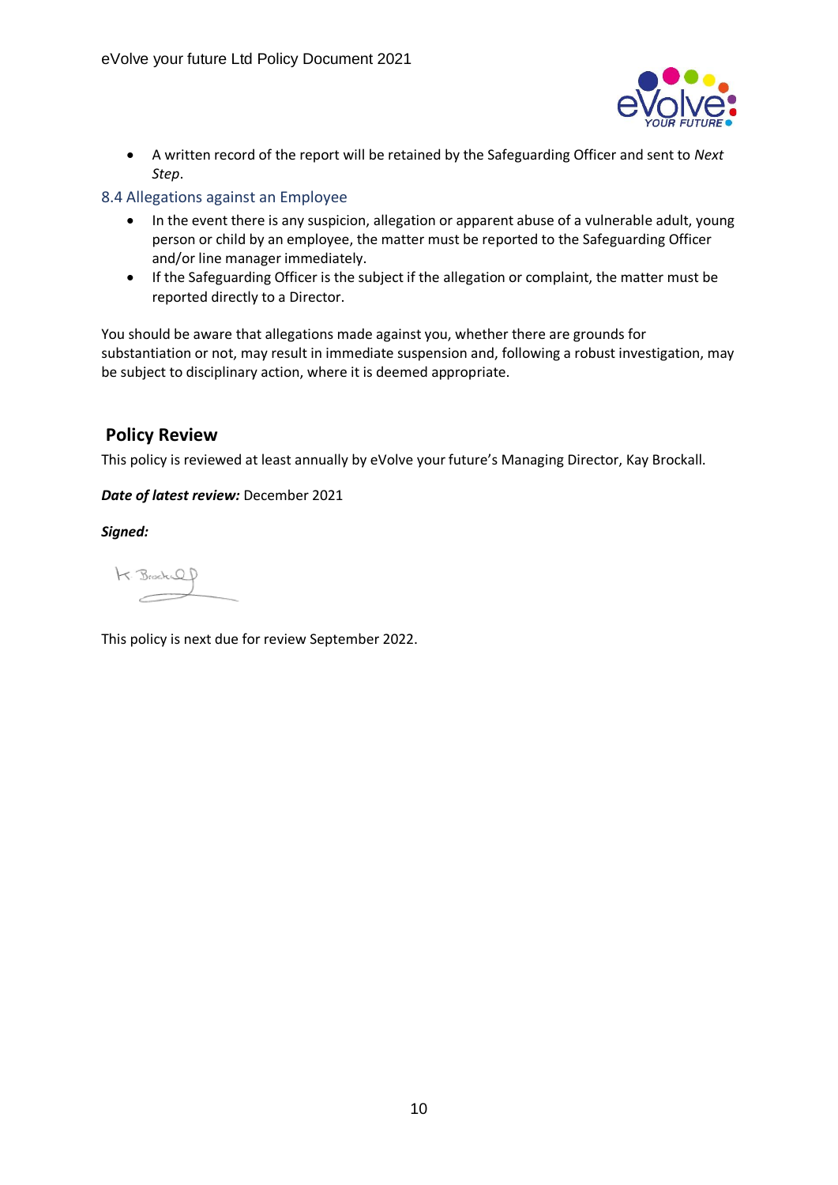- A written record of the report will be retained by the Safeguarding Officer and sent to *Next Step*.

### 8.4 Allegations against an Employee

- In the event there is any suspicion, allegation or apparent abuse of a vulnerable adult, young person or child by an employee, the matter must be reported to the Safeguarding Officer and/or line manager immediately.
- If the Safeguarding Officer is the subject if the allegation or complaint, the matter must be reported directly to a Director.

You should be aware that allegations made against you, whether there are grounds for substantiation or not, may result in immediate suspension and, following a robust investigation, may be subject to disciplinary action, where it is deemed appropriate.

## Policy Review

This policy is reviewed at least annually by eVolve your future's Managing Director, Kay Brockall.

***Date of latest review:*** December 2021

***Signed:***

K Brockall

This policy is next due for review September 2022.